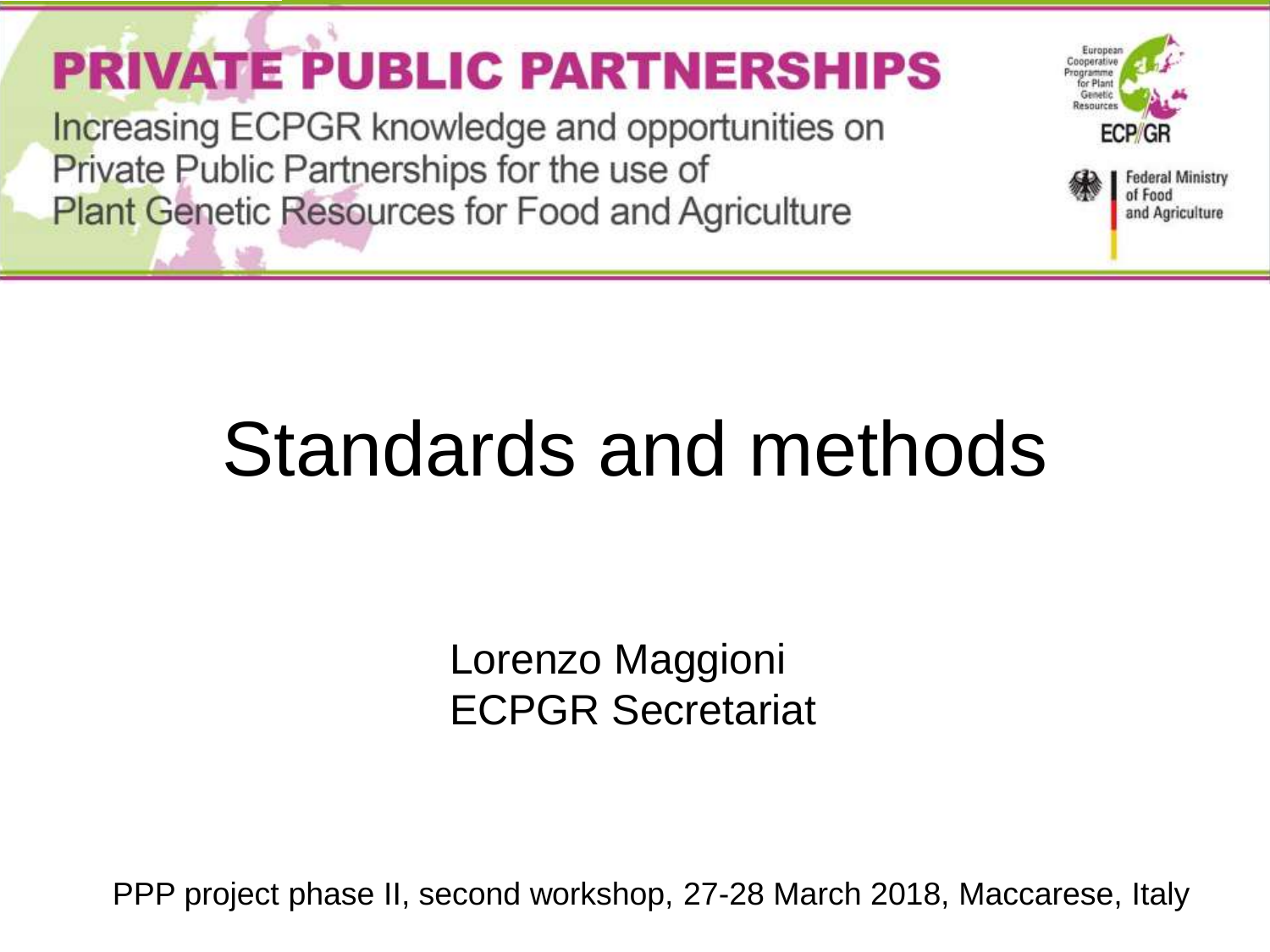# PRIVATE PUBLIC PARTNERSHIPS

Increasing ECPGR knowledge and opportunities on Private Public Partnerships for the use of Plant Genetic Resources for Food and Agriculture

European Cooperative Programme for Plant Genetic Resources
ECP/GR

Federal Ministry of Food and Agriculture

# Standards and methods

Lorenzo Maggioni
ECPGR Secretariat

PPP project phase II, second workshop, 27-28 March 2018, Maccarese, Italy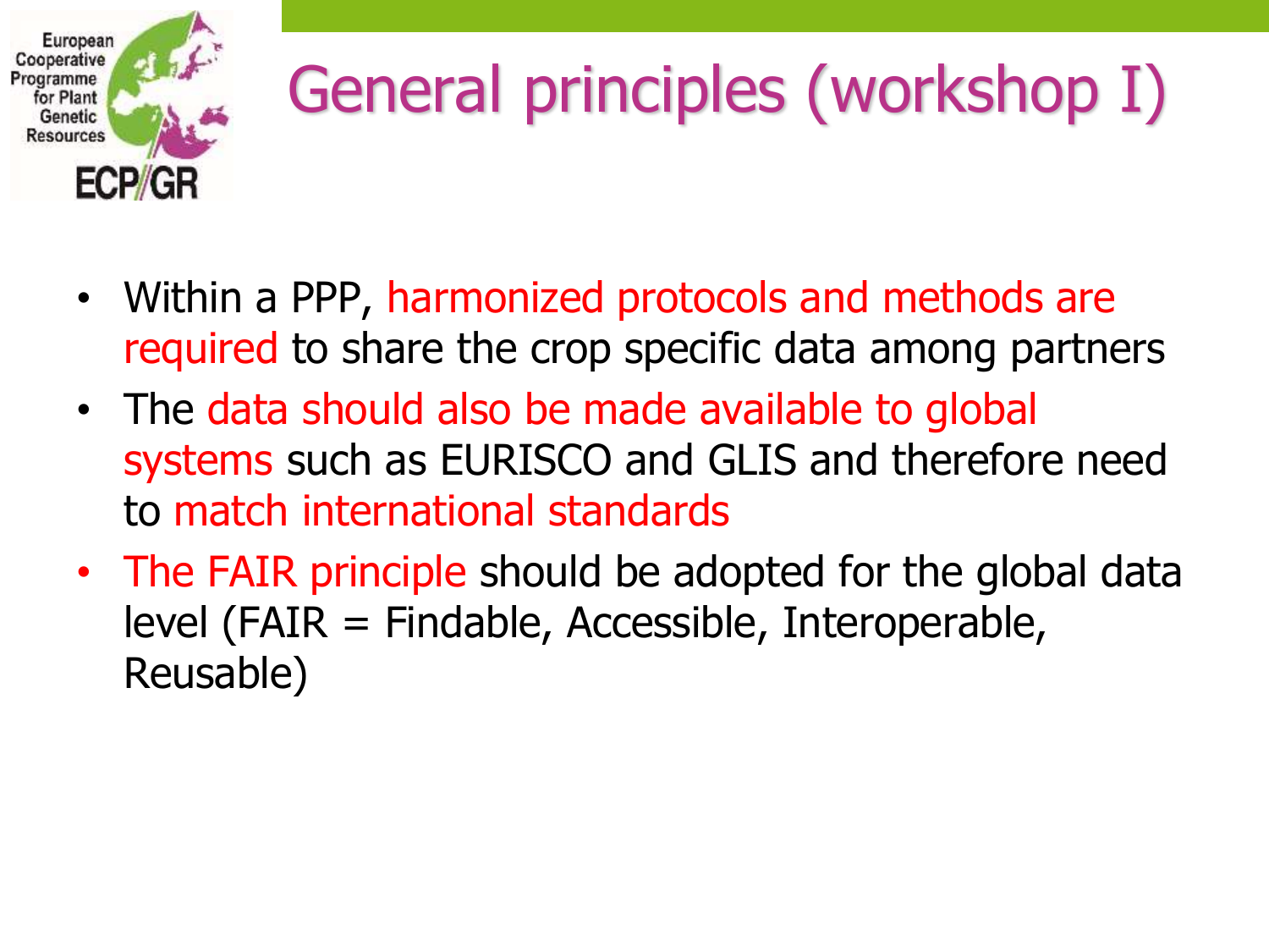# General principles (workshop I)

- Within a PPP, harmonized protocols and methods are required to share the crop specific data among partners
- The data should also be made available to global systems such as EURISCO and GLIS and therefore need to match international standards
- The FAIR principle should be adopted for the global data level (FAIR = Findable, Accessible, Interoperable, Reusable)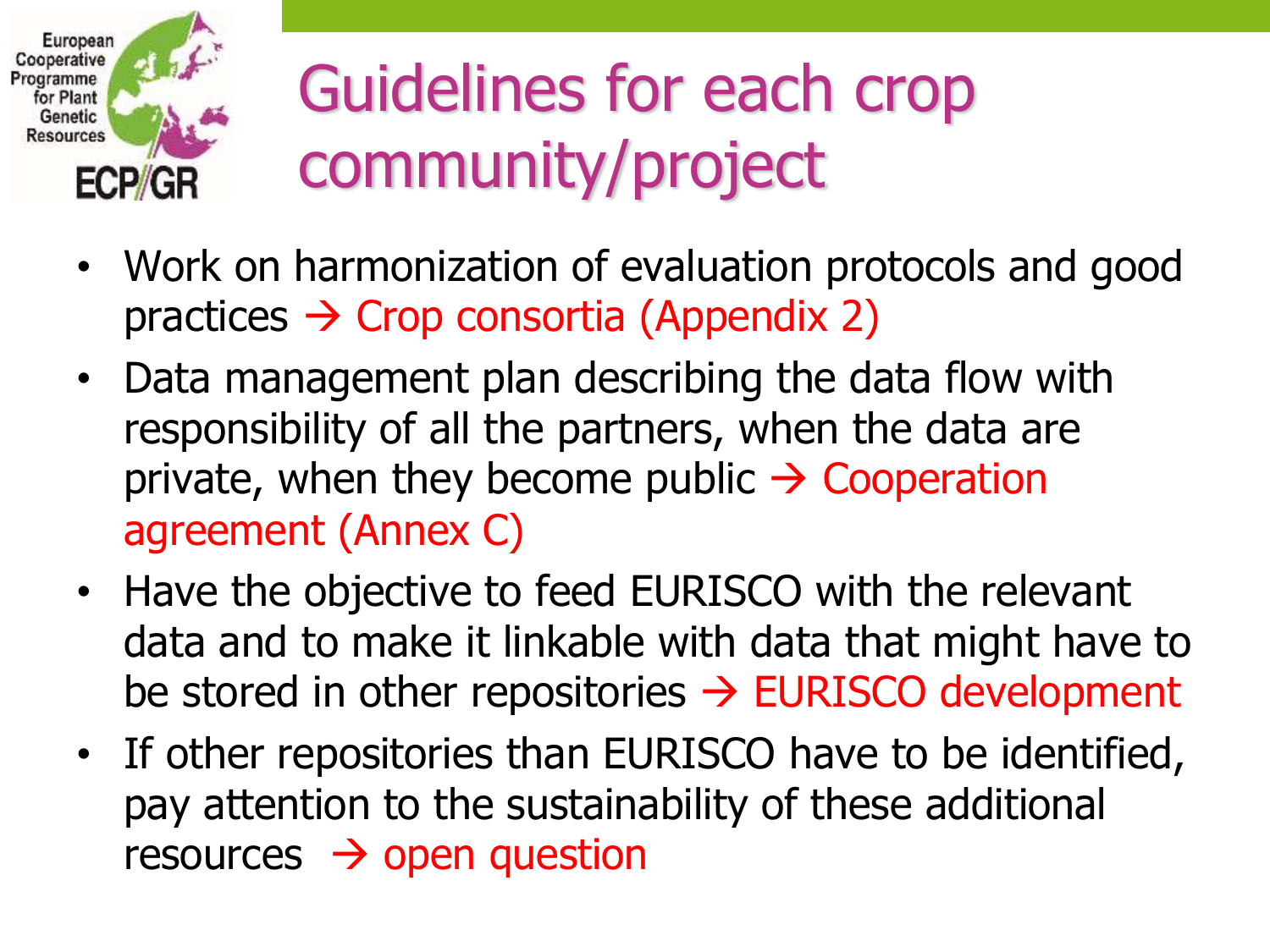# Guidelines for each crop community/project

- Work on harmonization of evaluation protocols and good practices → Crop consortia (Appendix 2)
- Data management plan describing the data flow with responsibility of all the partners, when the data are private, when they become public → Cooperation agreement (Annex C)
- Have the objective to feed EURISCO with the relevant data and to make it linkable with data that might have to be stored in other repositories → EURISCO development
- If other repositories than EURISCO have to be identified, pay attention to the sustainability of these additional resources → open question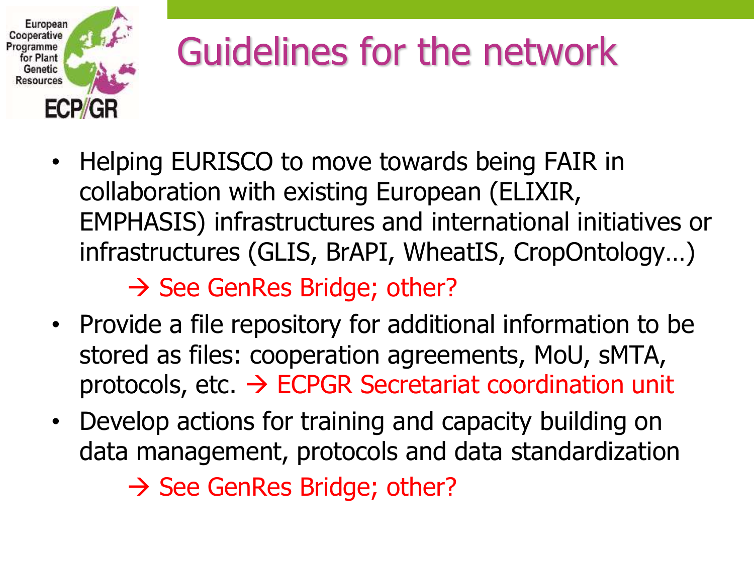# Guidelines for the network

- Helping EURISCO to move towards being FAIR in collaboration with existing European (ELIXIR, EMPHASIS) infrastructures and international initiatives or infrastructures (GLIS, BrAPI, WheatIS, CropOntology…)

  → See GenRes Bridge; other?

- Provide a file repository for additional information to be stored as files: cooperation agreements, MoU, sMTA, protocols, etc. → ECPGR Secretariat coordination unit
- Develop actions for training and capacity building on data management, protocols and data standardization

  → See GenRes Bridge; other?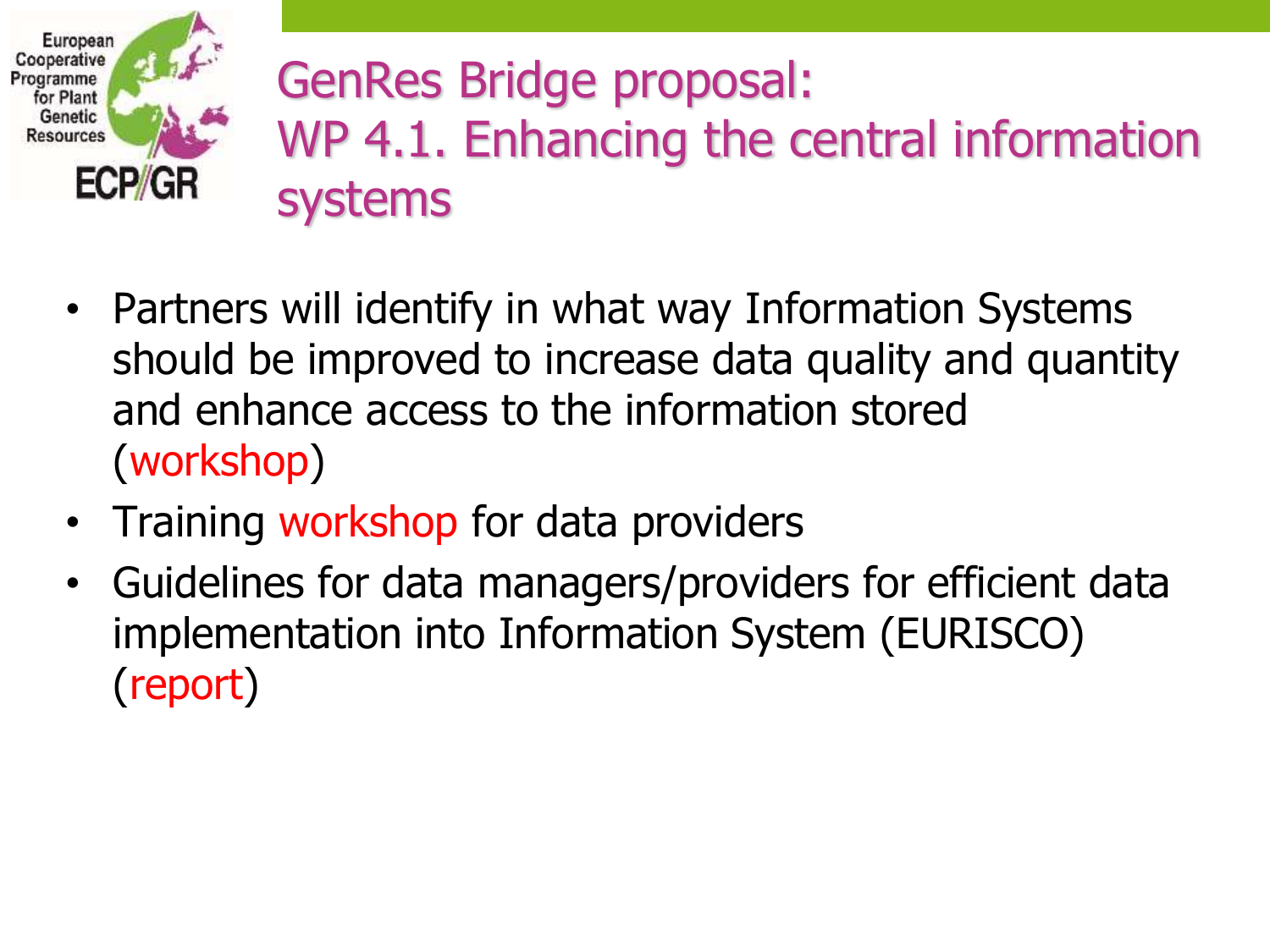# GenRes Bridge proposal: WP 4.1. Enhancing the central information systems

- Partners will identify in what way Information Systems should be improved to increase data quality and quantity and enhance access to the information stored (workshop)
- Training workshop for data providers
- Guidelines for data managers/providers for efficient data implementation into Information System (EURISCO) (report)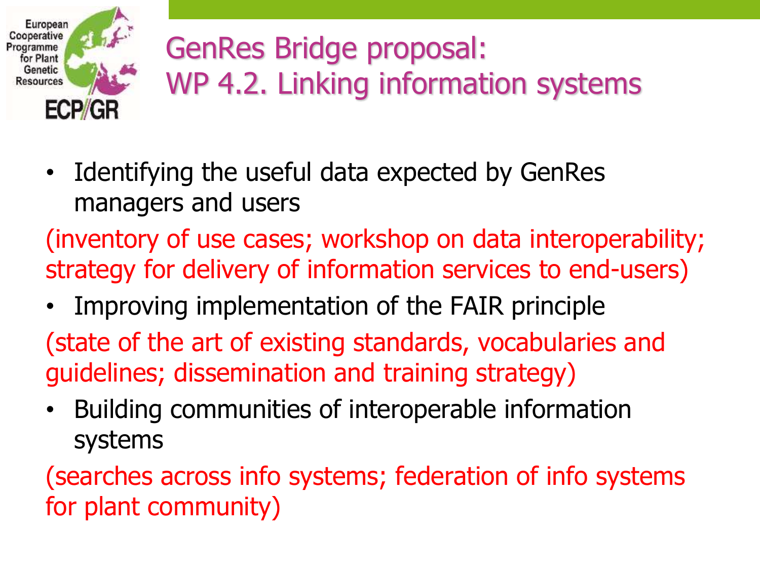# GenRes Bridge proposal: WP 4.2. Linking information systems

- Identifying the useful data expected by GenRes managers and users

(inventory of use cases; workshop on data interoperability; strategy for delivery of information services to end-users)

- Improving implementation of the FAIR principle

(state of the art of existing standards, vocabularies and guidelines; dissemination and training strategy)

- Building communities of interoperable information systems

(searches across info systems; federation of info systems for plant community)